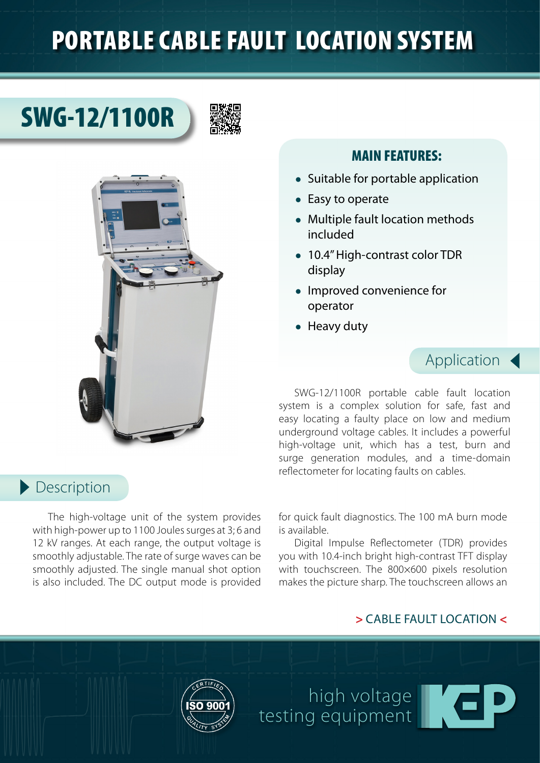# PORTABLE CABLE FAULT LOCATION SYSTEM

## SWG-12/1100R

### MAIN FEATURES:

- Suitable for portable application
- Easy to operate
- Multiple fault location methods included
- 10.4" High-contrast color TDR display
- Improved convenience for operator
- Heavy duty

### Application

SWG-12/1100R portable cable fault location system is a complex solution for safe, fast and easy locating a faulty place on low and medium underground voltage cables. It includes a powerful high-voltage unit, which has a test, burn and surge generation modules, and a time-domain reflectometer for locating faults on cables.

### Description

The high-voltage unit of the system provides with high-power up to 1100 Joules surges at 3; 6 and 12 kV ranges. At each range, the output voltage is smoothly adjustable. The rate of surge waves can be smoothly adjusted. The single manual shot option is also included. The DC output mode is provided for quick fault diagnostics. The 100 mA burn mode is available.

Digital Impulse Reflectometer (TDR) provides you with 10.4-inch bright high-contrast TFT display with touchscreen. The 800×600 pixels resolution makes the picture sharp. The touchscreen allows an

> CABLE FAULT LOCATION <

high voltage testing equipment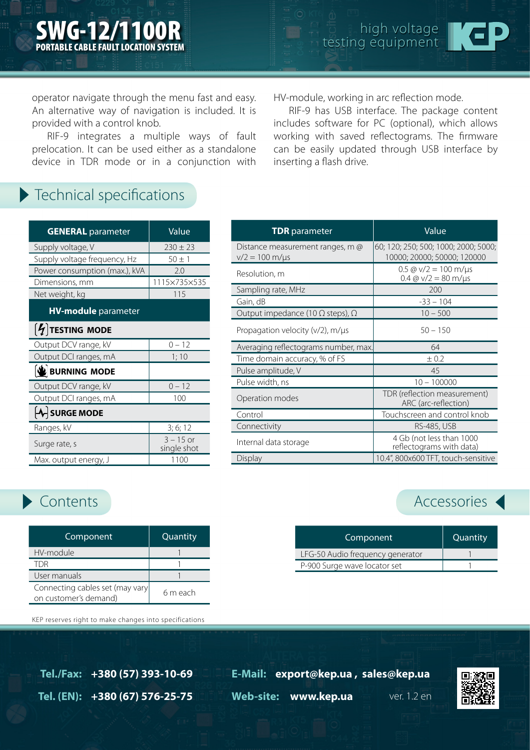operator navigate through the menu fast and easy. An alternative way of navigation is included. It is provided with a control knob.

RIF-9 integrates a multiple ways of fault prelocation. It can be used either as a standalone device in TDR mode or in a conjunction with HV-module, working in arc reflection mode.

RIF-9 has USB interface. The package content includes software for PC (optional), which allows working with saved reflectograms. The firmware can be easily updated through USB interface by inserting a flash drive.

## Technical specifications

| **GENERAL** parameter | Value |
|---|---|
| Supply voltage, V | 230 ± 23 |
| Supply voltage frequency, Hz | 50 ± 1 |
| Power consumption (max.), kVA | 2.0 |
| Dimensions, mm | 1115×735×535 |
| Net weight, kg | 115 |
| **HV-module** parameter | |
| **TESTING MODE** | |
| Output DCV range, kV | 0 – 12 |
| Output DCI ranges, mA | 1; 10 |
| **BURNING MODE** | |
| Output DCV range, kV | 0 – 12 |
| Output DCI ranges, mA | 100 |
| **SURGE MODE** | |
| Ranges, kV | 3; 6; 12 |
| Surge rate, s | 3 – 15 or single shot |
| Max. output energy, J | 1100 |

| **TDR** parameter | Value |
|---|---|
| Distance measurement ranges, m @ v/2 = 100 m/μs | 60; 120; 250; 500; 1000; 2000; 5000; 10000; 20000; 50000; 120000 |
| Resolution, m | 0.5 @ v/2 = 100 m/μs<br>0.4 @ v/2 = 80 m/μs |
| Sampling rate, MHz | 200 |
| Gain, dB | -33 – 104 |
| Output impedance (10 Ω steps), Ω | 10 – 500 |
| Propagation velocity (v/2), m/μs | 50 – 150 |
| Averaging reflectograms number, max. | 64 |
| Time domain accuracy, % of FS | ± 0.2 |
| Pulse amplitude, V | 45 |
| Pulse width, ns | 10 – 100000 |
| Operation modes | TDR (reflection measurement)<br>ARC (arc-reflection) |
| Control | Touchscreen and control knob |
| Connectivity | RS-485, USB |
| Internal data storage | 4 Gb (not less than 1000 reflectograms with data) |
| Display | 10.4", 800x600 TFT, touch-sensitive |

## Contents

| Component | Quantity |
|---|---|
| HV-module | 1 |
| TDR | 1 |
| User manuals | 1 |
| Connecting cables set (may vary on customer's demand) | 6 m each |

## Accessories

| Component | Quantity |
|---|---|
| LFG-50 Audio frequency generator | 1 |
| P-900 Surge wave locator set | 1 |

KEP reserves right to make changes into specifications

**Tel./Fax:** +380 (57) 393-10-69
**Tel. (EN):** +380 (67) 576-25-75
**E-Mail:** export@kep.ua , sales@kep.ua
**Web-site:** www.kep.ua

ver. 1.2 en